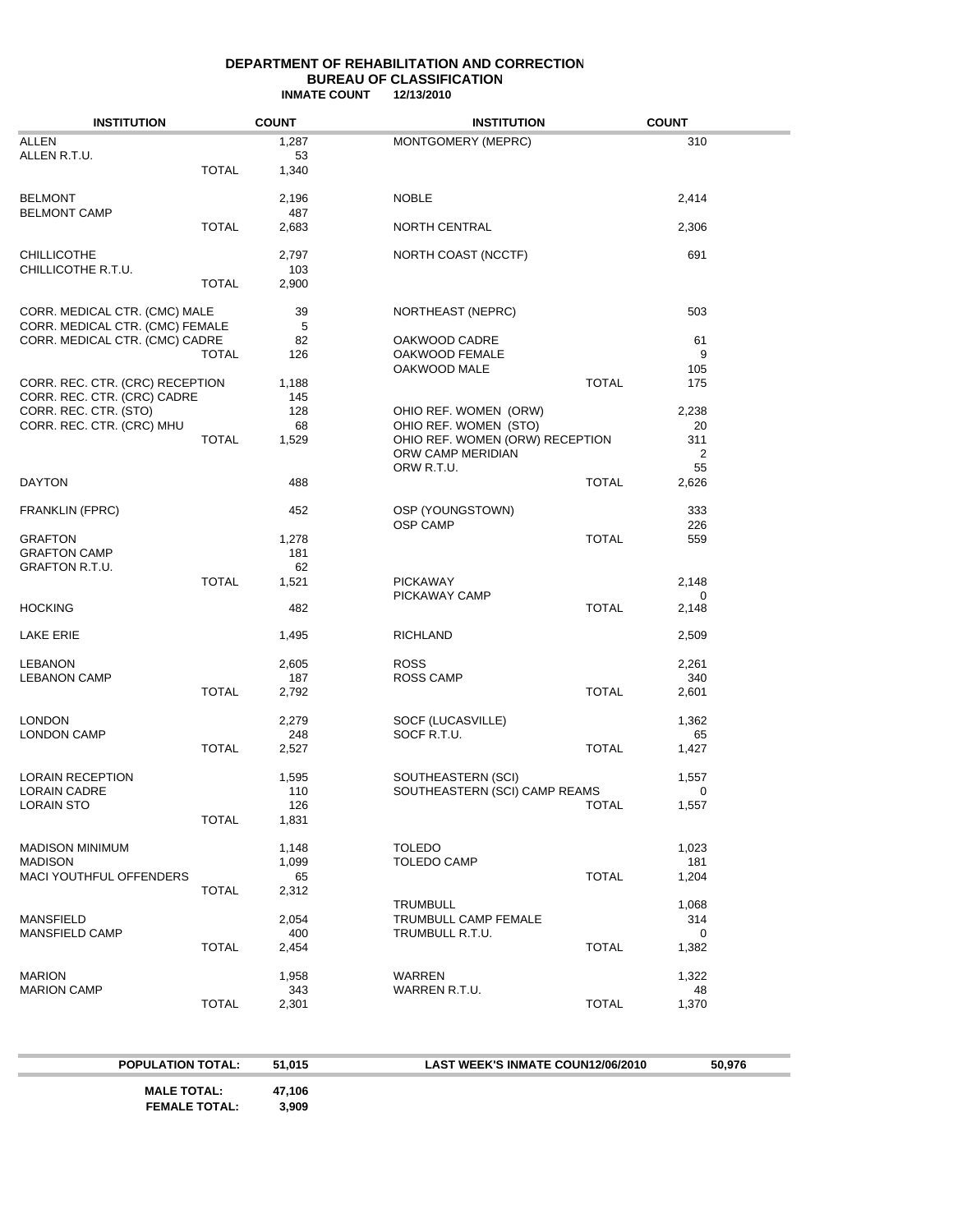**DEPARTMENT OF REHABILITATION AND CORRECTION**
**BUREAU OF CLASSIFICATION**
**INMATE COUNT 12/13/2010**

| INSTITUTION | | COUNT | INSTITUTION | | COUNT |
|---|---|---|---|---|---|
| ALLEN | | 1,287 | MONTGOMERY (MEPRC) | | 310 |
| ALLEN R.T.U. | | 53 | | | |
| | TOTAL | 1,340 | | | |
| BELMONT | | 2,196 | NOBLE | | 2,414 |
| BELMONT CAMP | | 487 | | | |
| | TOTAL | 2,683 | NORTH CENTRAL | | 2,306 |
| CHILLICOTHE | | 2,797 | NORTH COAST (NCCTF) | | 691 |
| CHILLICOTHE R.T.U. | | 103 | | | |
| | TOTAL | 2,900 | | | |
| CORR. MEDICAL CTR. (CMC) MALE | | 39 | NORTHEAST (NEPRC) | | 503 |
| CORR. MEDICAL CTR. (CMC) FEMALE | | 5 | | | |
| CORR. MEDICAL CTR. (CMC) CADRE | | 82 | OAKWOOD CADRE | | 61 |
| | TOTAL | 126 | OAKWOOD FEMALE | | 9 |
| | | | OAKWOOD MALE | | 105 |
| CORR. REC. CTR. (CRC) RECEPTION | | 1,188 | | TOTAL | 175 |
| CORR. REC. CTR. (CRC) CADRE | | 145 | | | |
| CORR. REC. CTR. (STO) | | 128 | OHIO REF. WOMEN (ORW) | | 2,238 |
| CORR. REC. CTR. (CRC) MHU | | 68 | OHIO REF. WOMEN (STO) | | 20 |
| | TOTAL | 1,529 | OHIO REF. WOMEN (ORW) RECEPTION | | 311 |
| | | | ORW CAMP MERIDIAN | | 2 |
| | | | ORW R.T.U. | | 55 |
| DAYTON | | 488 | | TOTAL | 2,626 |
| FRANKLIN (FPRC) | | 452 | OSP (YOUNGSTOWN) | | 333 |
| | | | OSP CAMP | | 226 |
| GRAFTON | | 1,278 | | TOTAL | 559 |
| GRAFTON CAMP | | 181 | | | |
| GRAFTON R.T.U. | | 62 | | | |
| | TOTAL | 1,521 | PICKAWAY | | 2,148 |
| | | | PICKAWAY CAMP | | 0 |
| HOCKING | | 482 | | TOTAL | 2,148 |
| LAKE ERIE | | 1,495 | RICHLAND | | 2,509 |
| LEBANON | | 2,605 | ROSS | | 2,261 |
| LEBANON CAMP | | 187 | ROSS CAMP | | 340 |
| | TOTAL | 2,792 | | TOTAL | 2,601 |
| LONDON | | 2,279 | SOCF (LUCASVILLE) | | 1,362 |
| LONDON CAMP | | 248 | SOCF R.T.U. | | 65 |
| | TOTAL | 2,527 | | TOTAL | 1,427 |
| LORAIN RECEPTION | | 1,595 | SOUTHEASTERN (SCI) | | 1,557 |
| LORAIN CADRE | | 110 | SOUTHEASTERN (SCI) CAMP REAMS | | 0 |
| LORAIN STO | | 126 | | TOTAL | 1,557 |
| | TOTAL | 1,831 | | | |
| MADISON MINIMUM | | 1,148 | TOLEDO | | 1,023 |
| MADISON | | 1,099 | TOLEDO CAMP | | 181 |
| MACI YOUTHFUL OFFENDERS | | 65 | | TOTAL | 1,204 |
| | TOTAL | 2,312 | | | |
| | | | TRUMBULL | | 1,068 |
| MANSFIELD | | 2,054 | TRUMBULL CAMP FEMALE | | 314 |
| MANSFIELD CAMP | | 400 | TRUMBULL R.T.U. | | 0 |
| | TOTAL | 2,454 | | TOTAL | 1,382 |
| MARION | | 1,958 | WARREN | | 1,322 |
| MARION CAMP | | 343 | WARREN R.T.U. | | 48 |
| | TOTAL | 2,301 | | TOTAL | 1,370 |

| | | | |
|---|---|---|---|
| **POPULATION TOTAL:** | **51,015** | **LAST WEEK'S INMATE COUN12/06/2010** | **50,976** |
| **MALE TOTAL:** | **47,106** | | |
| **FEMALE TOTAL:** | **3,909** | | |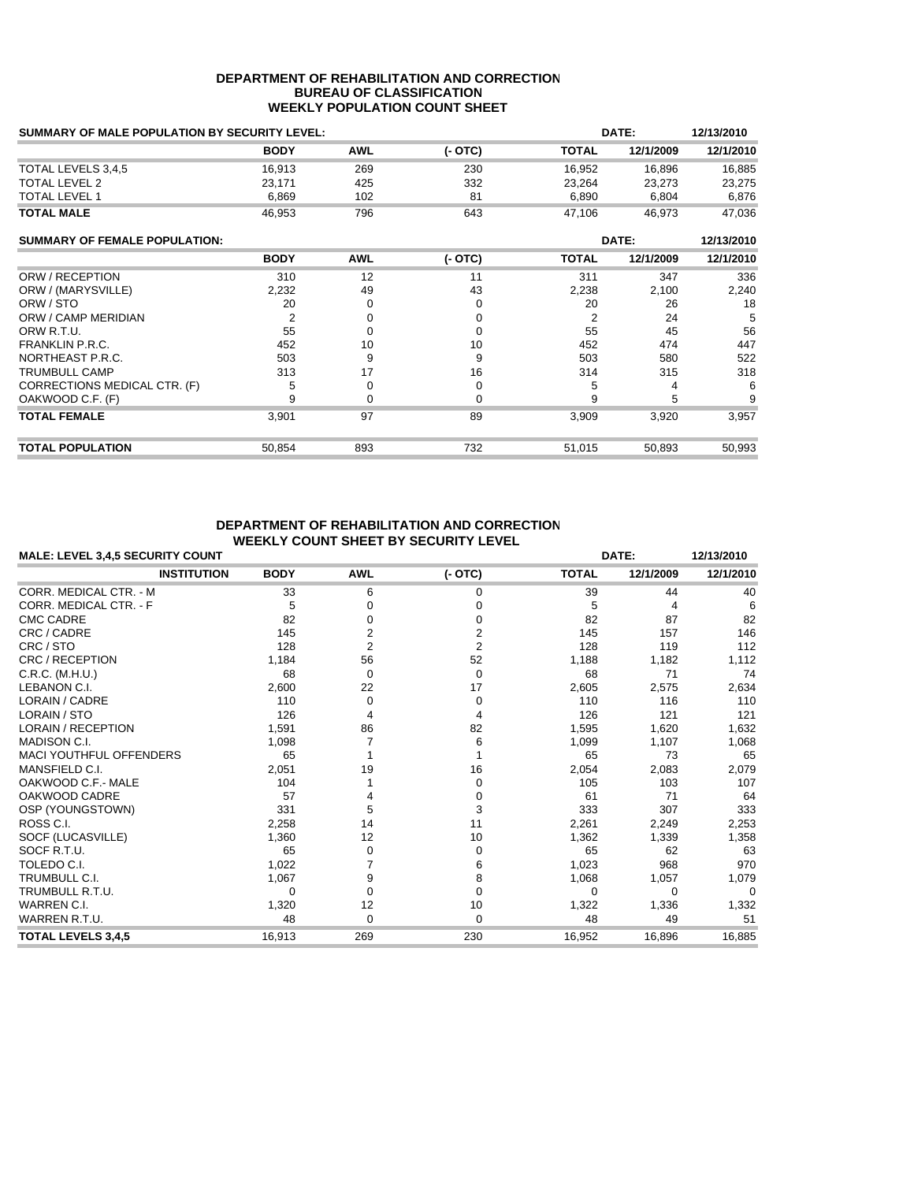**DEPARTMENT OF REHABILITATION AND CORRECTION**
**BUREAU OF CLASSIFICATION**
**WEEKLY POPULATION COUNT SHEET**

| SUMMARY OF MALE POPULATION BY SECURITY LEVEL: | | | | | DATE: | 12/13/2010 |
|---|---|---|---|---|---|---|
| | **BODY** | **AWL** | **(- OTC)** | **TOTAL** | **12/1/2009** | **12/1/2010** |
| TOTAL LEVELS 3,4,5 | 16,913 | 269 | 230 | 16,952 | 16,896 | 16,885 |
| TOTAL LEVEL 2 | 23,171 | 425 | 332 | 23,264 | 23,273 | 23,275 |
| TOTAL LEVEL 1 | 6,869 | 102 | 81 | 6,890 | 6,804 | 6,876 |
| **TOTAL MALE** | 46,953 | 796 | 643 | 47,106 | 46,973 | 47,036 |

| SUMMARY OF FEMALE POPULATION: | | | | | DATE: | 12/13/2010 |
|---|---|---|---|---|---|---|
| | **BODY** | **AWL** | **(- OTC)** | **TOTAL** | **12/1/2009** | **12/1/2010** |
| ORW / RECEPTION | 310 | 12 | 11 | 311 | 347 | 336 |
| ORW / (MARYSVILLE) | 2,232 | 49 | 43 | 2,238 | 2,100 | 2,240 |
| ORW / STO | 20 | 0 | 0 | 20 | 26 | 18 |
| ORW / CAMP MERIDIAN | 2 | 0 | 0 | 2 | 24 | 5 |
| ORW R.T.U. | 55 | 0 | 0 | 55 | 45 | 56 |
| FRANKLIN P.R.C. | 452 | 10 | 10 | 452 | 474 | 447 |
| NORTHEAST P.R.C. | 503 | 9 | 9 | 503 | 580 | 522 |
| TRUMBULL CAMP | 313 | 17 | 16 | 314 | 315 | 318 |
| CORRECTIONS MEDICAL CTR. (F) | 5 | 0 | 0 | 5 | 4 | 6 |
| OAKWOOD C.F. (F) | 9 | 0 | 0 | 9 | 5 | 9 |
| **TOTAL FEMALE** | 3,901 | 97 | 89 | 3,909 | 3,920 | 3,957 |
| **TOTAL POPULATION** | 50,854 | 893 | 732 | 51,015 | 50,893 | 50,993 |

**DEPARTMENT OF REHABILITATION AND CORRECTION**
**WEEKLY COUNT SHEET BY SECURITY LEVEL**

| MALE: LEVEL 3,4,5 SECURITY COUNT | | | | | DATE: | 12/13/2010 |
|---|---|---|---|---|---|---|
| **INSTITUTION** | **BODY** | **AWL** | **(- OTC)** | **TOTAL** | **12/1/2009** | **12/1/2010** |
| CORR. MEDICAL CTR. - M | 33 | 6 | 0 | 39 | 44 | 40 |
| CORR. MEDICAL CTR. - F | 5 | 0 | 0 | 5 | 4 | 6 |
| CMC CADRE | 82 | 0 | 0 | 82 | 87 | 82 |
| CRC / CADRE | 145 | 2 | 2 | 145 | 157 | 146 |
| CRC / STO | 128 | 2 | 2 | 128 | 119 | 112 |
| CRC / RECEPTION | 1,184 | 56 | 52 | 1,188 | 1,182 | 1,112 |
| C.R.C. (M.H.U.) | 68 | 0 | 0 | 68 | 71 | 74 |
| LEBANON C.I. | 2,600 | 22 | 17 | 2,605 | 2,575 | 2,634 |
| LORAIN / CADRE | 110 | 0 | 0 | 110 | 116 | 110 |
| LORAIN / STO | 126 | 4 | 4 | 126 | 121 | 121 |
| LORAIN / RECEPTION | 1,591 | 86 | 82 | 1,595 | 1,620 | 1,632 |
| MADISON C.I. | 1,098 | 7 | 6 | 1,099 | 1,107 | 1,068 |
| MACI YOUTHFUL OFFENDERS | 65 | 1 | 1 | 65 | 73 | 65 |
| MANSFIELD C.I. | 2,051 | 19 | 16 | 2,054 | 2,083 | 2,079 |
| OAKWOOD C.F.- MALE | 104 | 1 | 0 | 105 | 103 | 107 |
| OAKWOOD CADRE | 57 | 4 | 0 | 61 | 71 | 64 |
| OSP (YOUNGSTOWN) | 331 | 5 | 3 | 333 | 307 | 333 |
| ROSS C.I. | 2,258 | 14 | 11 | 2,261 | 2,249 | 2,253 |
| SOCF (LUCASVILLE) | 1,360 | 12 | 10 | 1,362 | 1,339 | 1,358 |
| SOCF R.T.U. | 65 | 0 | 0 | 65 | 62 | 63 |
| TOLEDO C.I. | 1,022 | 7 | 6 | 1,023 | 968 | 970 |
| TRUMBULL C.I. | 1,067 | 9 | 8 | 1,068 | 1,057 | 1,079 |
| TRUMBULL R.T.U. | 0 | 0 | 0 | 0 | 0 | 0 |
| WARREN C.I. | 1,320 | 12 | 10 | 1,322 | 1,336 | 1,332 |
| WARREN R.T.U. | 48 | 0 | 0 | 48 | 49 | 51 |
| **TOTAL LEVELS 3,4,5** | 16,913 | 269 | 230 | 16,952 | 16,896 | 16,885 |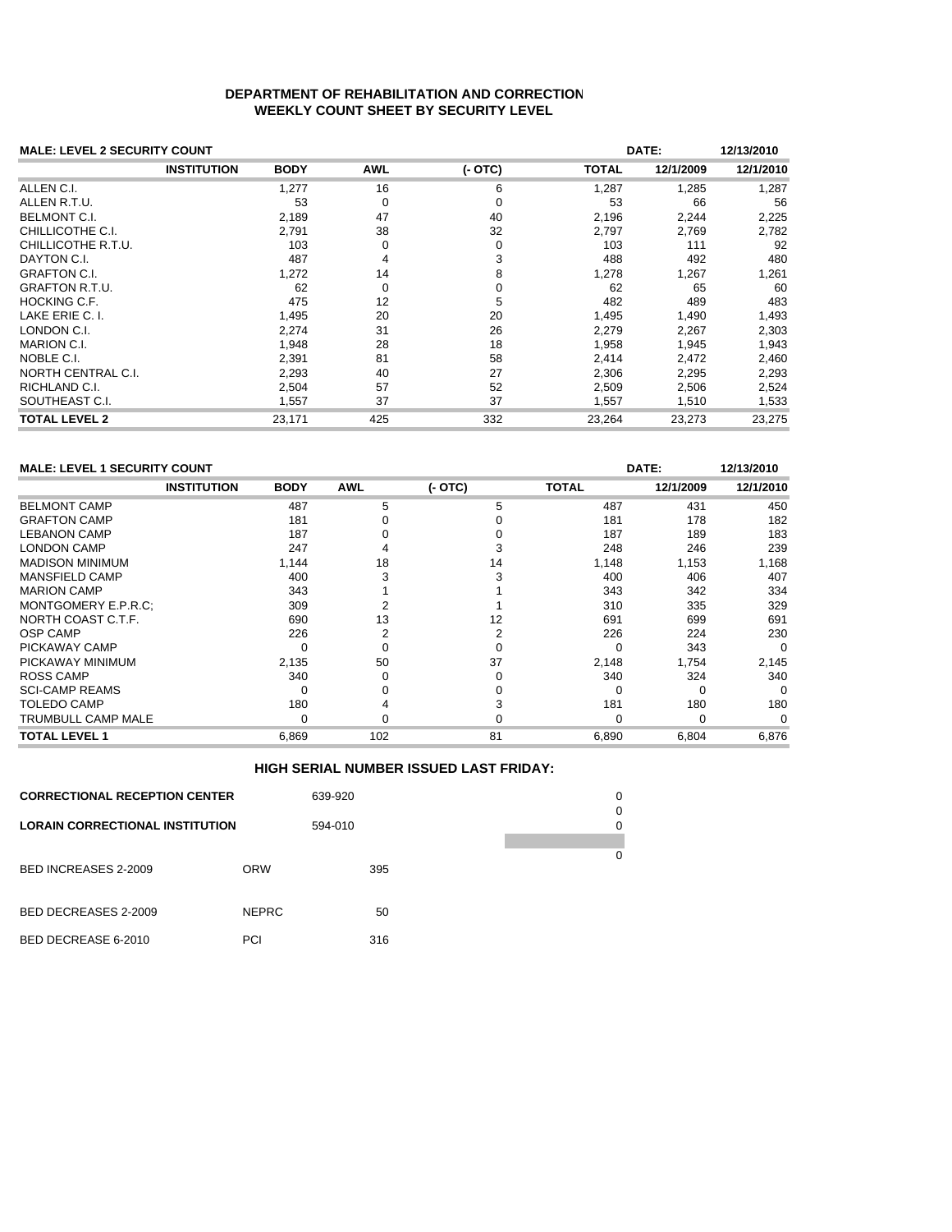**DEPARTMENT OF REHABILITATION AND CORRECTION**
**WEEKLY COUNT SHEET BY SECURITY LEVEL**

**MALE: LEVEL 2 SECURITY COUNT** — **DATE: 12/13/2010**

| INSTITUTION | BODY | AWL | (- OTC) | TOTAL | 12/1/2009 | 12/1/2010 |
|---|---|---|---|---|---|---|
| ALLEN C.I. | 1,277 | 16 | 6 | 1,287 | 1,285 | 1,287 |
| ALLEN R.T.U. | 53 | 0 | 0 | 53 | 66 | 56 |
| BELMONT C.I. | 2,189 | 47 | 40 | 2,196 | 2,244 | 2,225 |
| CHILLICOTHE C.I. | 2,791 | 38 | 32 | 2,797 | 2,769 | 2,782 |
| CHILLICOTHE R.T.U. | 103 | 0 | 0 | 103 | 111 | 92 |
| DAYTON C.I. | 487 | 4 | 3 | 488 | 492 | 480 |
| GRAFTON C.I. | 1,272 | 14 | 8 | 1,278 | 1,267 | 1,261 |
| GRAFTON R.T.U. | 62 | 0 | 0 | 62 | 65 | 60 |
| HOCKING C.F. | 475 | 12 | 5 | 482 | 489 | 483 |
| LAKE ERIE C. I. | 1,495 | 20 | 20 | 1,495 | 1,490 | 1,493 |
| LONDON C.I. | 2,274 | 31 | 26 | 2,279 | 2,267 | 2,303 |
| MARION C.I. | 1,948 | 28 | 18 | 1,958 | 1,945 | 1,943 |
| NOBLE C.I. | 2,391 | 81 | 58 | 2,414 | 2,472 | 2,460 |
| NORTH CENTRAL C.I. | 2,293 | 40 | 27 | 2,306 | 2,295 | 2,293 |
| RICHLAND C.I. | 2,504 | 57 | 52 | 2,509 | 2,506 | 2,524 |
| SOUTHEAST C.I. | 1,557 | 37 | 37 | 1,557 | 1,510 | 1,533 |
| **TOTAL LEVEL 2** | 23,171 | 425 | 332 | 23,264 | 23,273 | 23,275 |

**MALE: LEVEL 1 SECURITY COUNT** — **DATE: 12/13/2010**

| INSTITUTION | BODY | AWL | (- OTC) | TOTAL | 12/1/2009 | 12/1/2010 |
|---|---|---|---|---|---|---|
| BELMONT CAMP | 487 | 5 | 5 | 487 | 431 | 450 |
| GRAFTON CAMP | 181 | 0 | 0 | 181 | 178 | 182 |
| LEBANON CAMP | 187 | 0 | 0 | 187 | 189 | 183 |
| LONDON CAMP | 247 | 4 | 3 | 248 | 246 | 239 |
| MADISON MINIMUM | 1,144 | 18 | 14 | 1,148 | 1,153 | 1,168 |
| MANSFIELD CAMP | 400 | 3 | 3 | 400 | 406 | 407 |
| MARION CAMP | 343 | 1 | 1 | 343 | 342 | 334 |
| MONTGOMERY E.P.R.C; | 309 | 2 | 1 | 310 | 335 | 329 |
| NORTH COAST C.T.F. | 690 | 13 | 12 | 691 | 699 | 691 |
| OSP CAMP | 226 | 2 | 2 | 226 | 224 | 230 |
| PICKAWAY CAMP | 0 | 0 | 0 | 0 | 343 | 0 |
| PICKAWAY MINIMUM | 2,135 | 50 | 37 | 2,148 | 1,754 | 2,145 |
| ROSS CAMP | 340 | 0 | 0 | 340 | 324 | 340 |
| SCI-CAMP REAMS | 0 | 0 | 0 | 0 | 0 | 0 |
| TOLEDO CAMP | 180 | 4 | 3 | 181 | 180 | 180 |
| TRUMBULL CAMP MALE | 0 | 0 | 0 | 0 | 0 | 0 |
| **TOTAL LEVEL 1** | 6,869 | 102 | 81 | 6,890 | 6,804 | 6,876 |

**HIGH SERIAL NUMBER ISSUED LAST FRIDAY:**

| | | | |
|---|---|---|---|
| **CORRECTIONAL RECEPTION CENTER** | | 639-920 | 0 |
| | | | 0 |
| **LORAIN CORRECTIONAL INSTITUTION** | | 594-010 | 0 |
| | | | 0 |
| BED INCREASES 2-2009 | ORW | 395 | |
| BED DECREASES 2-2009 | NEPRC | 50 | |
| BED DECREASE 6-2010 | PCI | 316 | |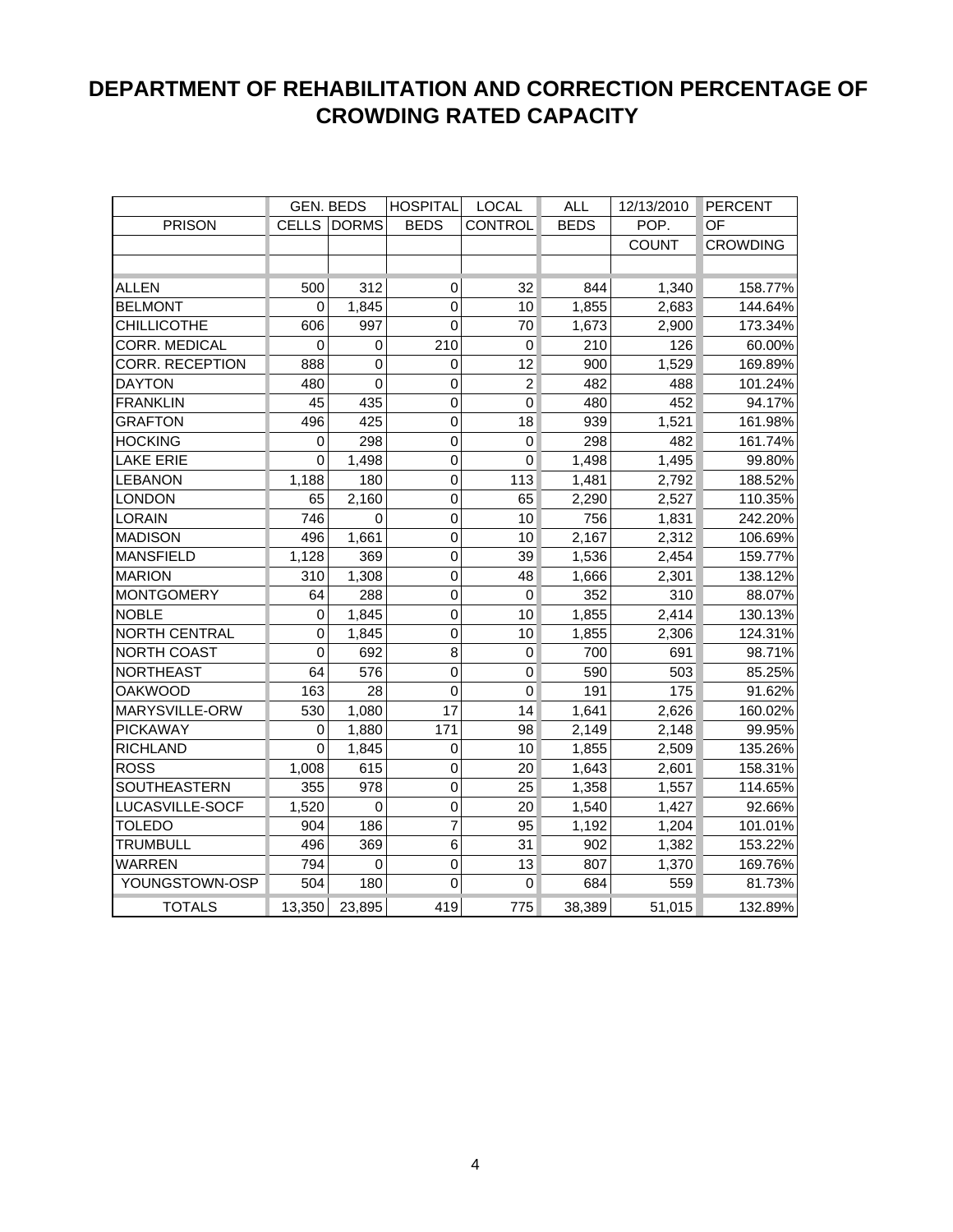# DEPARTMENT OF REHABILITATION AND CORRECTION PERCENTAGE OF CROWDING RATED CAPACITY

| | GEN. BEDS | | HOSPITAL | LOCAL | ALL | 12/13/2010 | PERCENT |
|---|---|---|---|---|---|---|---|
| PRISON | CELLS | DORMS | BEDS | CONTROL | BEDS | POP. | OF |
| | | | | | | COUNT | CROWDING |
| ALLEN | 500 | 312 | 0 | 32 | 844 | 1,340 | 158.77% |
| BELMONT | 0 | 1,845 | 0 | 10 | 1,855 | 2,683 | 144.64% |
| CHILLICOTHE | 606 | 997 | 0 | 70 | 1,673 | 2,900 | 173.34% |
| CORR. MEDICAL | 0 | 0 | 210 | 0 | 210 | 126 | 60.00% |
| CORR. RECEPTION | 888 | 0 | 0 | 12 | 900 | 1,529 | 169.89% |
| DAYTON | 480 | 0 | 0 | 2 | 482 | 488 | 101.24% |
| FRANKLIN | 45 | 435 | 0 | 0 | 480 | 452 | 94.17% |
| GRAFTON | 496 | 425 | 0 | 18 | 939 | 1,521 | 161.98% |
| HOCKING | 0 | 298 | 0 | 0 | 298 | 482 | 161.74% |
| LAKE ERIE | 0 | 1,498 | 0 | 0 | 1,498 | 1,495 | 99.80% |
| LEBANON | 1,188 | 180 | 0 | 113 | 1,481 | 2,792 | 188.52% |
| LONDON | 65 | 2,160 | 0 | 65 | 2,290 | 2,527 | 110.35% |
| LORAIN | 746 | 0 | 0 | 10 | 756 | 1,831 | 242.20% |
| MADISON | 496 | 1,661 | 0 | 10 | 2,167 | 2,312 | 106.69% |
| MANSFIELD | 1,128 | 369 | 0 | 39 | 1,536 | 2,454 | 159.77% |
| MARION | 310 | 1,308 | 0 | 48 | 1,666 | 2,301 | 138.12% |
| MONTGOMERY | 64 | 288 | 0 | 0 | 352 | 310 | 88.07% |
| NOBLE | 0 | 1,845 | 0 | 10 | 1,855 | 2,414 | 130.13% |
| NORTH CENTRAL | 0 | 1,845 | 0 | 10 | 1,855 | 2,306 | 124.31% |
| NORTH COAST | 0 | 692 | 8 | 0 | 700 | 691 | 98.71% |
| NORTHEAST | 64 | 576 | 0 | 0 | 590 | 503 | 85.25% |
| OAKWOOD | 163 | 28 | 0 | 0 | 191 | 175 | 91.62% |
| MARYSVILLE-ORW | 530 | 1,080 | 17 | 14 | 1,641 | 2,626 | 160.02% |
| PICKAWAY | 0 | 1,880 | 171 | 98 | 2,149 | 2,148 | 99.95% |
| RICHLAND | 0 | 1,845 | 0 | 10 | 1,855 | 2,509 | 135.26% |
| ROSS | 1,008 | 615 | 0 | 20 | 1,643 | 2,601 | 158.31% |
| SOUTHEASTERN | 355 | 978 | 0 | 25 | 1,358 | 1,557 | 114.65% |
| LUCASVILLE-SOCF | 1,520 | 0 | 0 | 20 | 1,540 | 1,427 | 92.66% |
| TOLEDO | 904 | 186 | 7 | 95 | 1,192 | 1,204 | 101.01% |
| TRUMBULL | 496 | 369 | 6 | 31 | 902 | 1,382 | 153.22% |
| WARREN | 794 | 0 | 0 | 13 | 807 | 1,370 | 169.76% |
| YOUNGSTOWN-OSP | 504 | 180 | 0 | 0 | 684 | 559 | 81.73% |
| TOTALS | 13,350 | 23,895 | 419 | 775 | 38,389 | 51,015 | 132.89% |